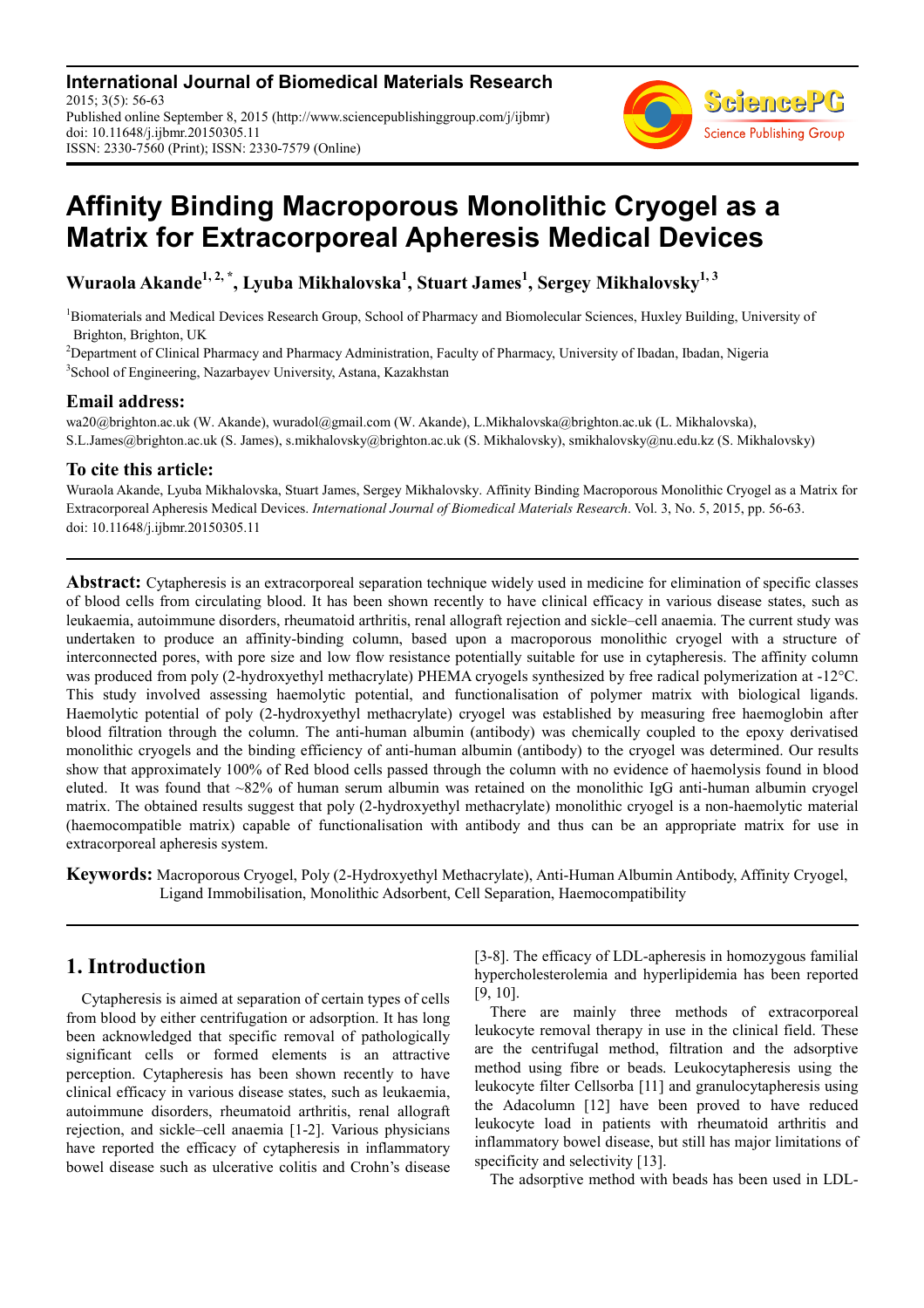# Affinity Binding Macroporous Monolithic Cryogel as a Matrix for Extracorporeal Apheresis Medical Devices

**Wuraola Akande[1, 2, *], Lyuba Mikhalovska[1], Stuart James[1], Sergey Mikhalovsky[1, 3]**

[1]Biomaterials and Medical Devices Research Group, School of Pharmacy and Biomolecular Sciences, Huxley Building, University of Brighton, Brighton, UK

[2]Department of Clinical Pharmacy and Pharmacy Administration, Faculty of Pharmacy, University of Ibadan, Ibadan, Nigeria

[3]School of Engineering, Nazarbayev University, Astana, Kazakhstan

## Email address:

wa20@brighton.ac.uk (W. Akande), wuradol@gmail.com (W. Akande), L.Mikhalovska@brighton.ac.uk (L. Mikhalovska), S.L.James@brighton.ac.uk (S. James), s.mikhalovsky@brighton.ac.uk (S. Mikhalovsky), smikhalovsky@nu.edu.kz (S. Mikhalovsky)

## To cite this article:

Wuraola Akande, Lyuba Mikhalovska, Stuart James, Sergey Mikhalovsky. Affinity Binding Macroporous Monolithic Cryogel as a Matrix for Extracorporeal Apheresis Medical Devices. *International Journal of Biomedical Materials Research*. Vol. 3, No. 5, 2015, pp. 56-63. doi: 10.11648/j.ijbmr.20150305.11

---

**Abstract:** Cytapheresis is an extracorporeal separation technique widely used in medicine for elimination of specific classes of blood cells from circulating blood. It has been shown recently to have clinical efficacy in various disease states, such as leukaemia, autoimmune disorders, rheumatoid arthritis, renal allograft rejection and sickle–cell anaemia. The current study was undertaken to produce an affinity-binding column, based upon a macroporous monolithic cryogel with a structure of interconnected pores, with pore size and low flow resistance potentially suitable for use in cytapheresis. The affinity column was produced from poly (2-hydroxyethyl methacrylate) PHEMA cryogels synthesized by free radical polymerization at -12°C. This study involved assessing haemolytic potential, and functionalisation of polymer matrix with biological ligands. Haemolytic potential of poly (2-hydroxyethyl methacrylate) cryogel was established by measuring free haemoglobin after blood filtration through the column. The anti-human albumin (antibody) was chemically coupled to the epoxy derivatised monolithic cryogels and the binding efficiency of anti-human albumin (antibody) to the cryogel was determined. Our results show that approximately 100% of Red blood cells passed through the column with no evidence of haemolysis found in blood eluted. It was found that ~82% of human serum albumin was retained on the monolithic IgG anti-human albumin cryogel matrix. The obtained results suggest that poly (2-hydroxyethyl methacrylate) monolithic cryogel is a non-haemolytic material (haemocompatible matrix) capable of functionalisation with antibody and thus can be an appropriate matrix for use in extracorporeal apheresis system.

**Keywords:** Macroporous Cryogel, Poly (2-Hydroxyethyl Methacrylate), Anti-Human Albumin Antibody, Affinity Cryogel, Ligand Immobilisation, Monolithic Adsorbent, Cell Separation, Haemocompatibility

---

## 1. Introduction

Cytapheresis is aimed at separation of certain types of cells from blood by either centrifugation or adsorption. It has long been acknowledged that specific removal of pathologically significant cells or formed elements is an attractive perception. Cytapheresis has been shown recently to have clinical efficacy in various disease states, such as leukaemia, autoimmune disorders, rheumatoid arthritis, renal allograft rejection, and sickle–cell anaemia [1-2]. Various physicians have reported the efficacy of cytapheresis in inflammatory bowel disease such as ulcerative colitis and Crohn's disease [3-8]. The efficacy of LDL-apheresis in homozygous familial hypercholesterolemia and hyperlipidemia has been reported [9, 10].

There are mainly three methods of extracorporeal leukocyte removal therapy in use in the clinical field. These are the centrifugal method, filtration and the adsorptive method using fibre or beads. Leukocytapheresis using the leukocyte filter Cellsorba [11] and granulocytapheresis using the Adacolumn [12] have been proved to have reduced leukocyte load in patients with rheumatoid arthritis and inflammatory bowel disease, but still has major limitations of specificity and selectivity [13].

The adsorptive method with beads has been used in LDL-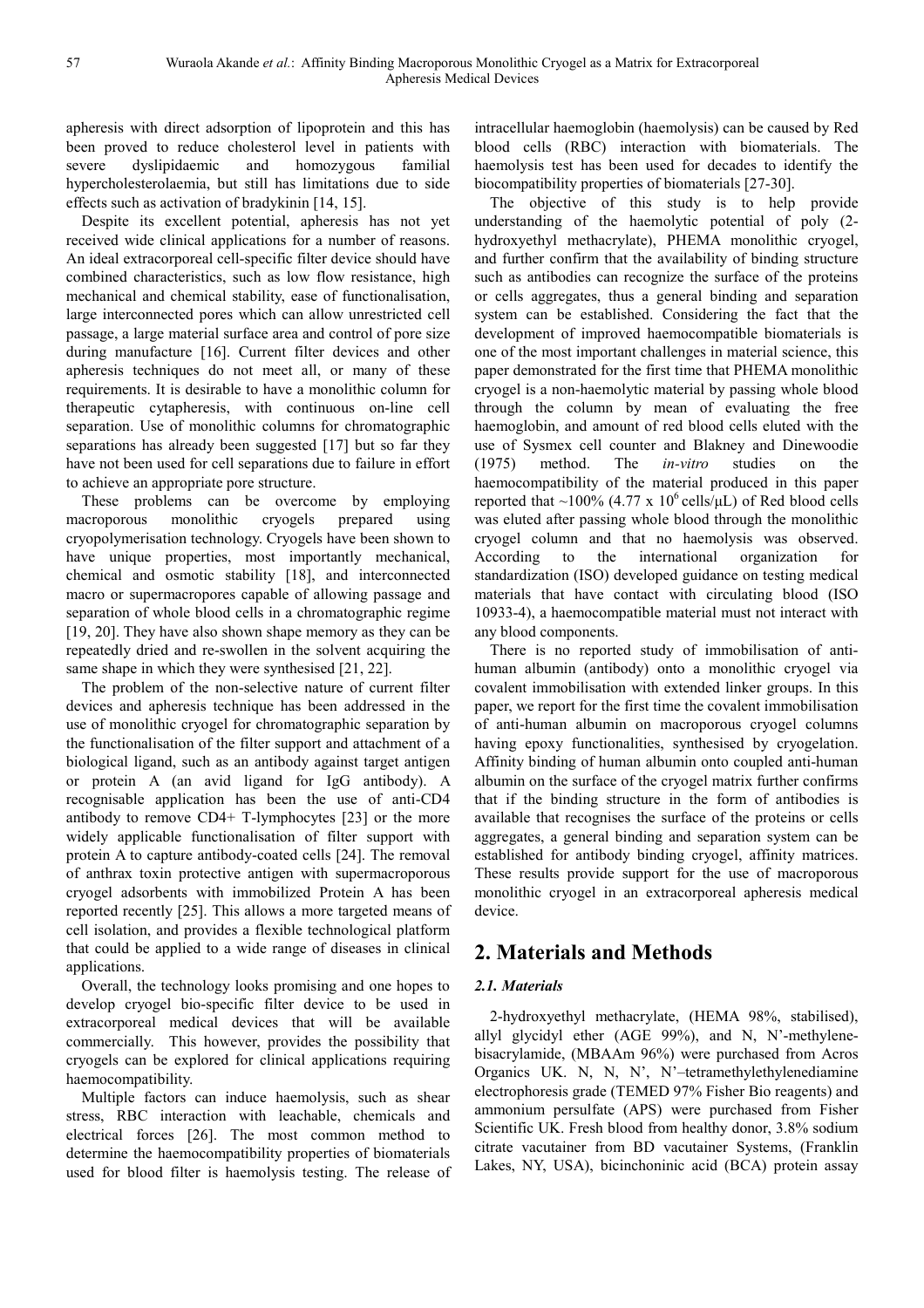apheresis with direct adsorption of lipoprotein and this has been proved to reduce cholesterol level in patients with severe dyslipidaemic and homozygous familial hypercholesterolaemia, but still has limitations due to side effects such as activation of bradykinin [14, 15].

Despite its excellent potential, apheresis has not yet received wide clinical applications for a number of reasons. An ideal extracorporeal cell-specific filter device should have combined characteristics, such as low flow resistance, high mechanical and chemical stability, ease of functionalisation, large interconnected pores which can allow unrestricted cell passage, a large material surface area and control of pore size during manufacture [16]. Current filter devices and other apheresis techniques do not meet all, or many of these requirements. It is desirable to have a monolithic column for therapeutic cytapheresis, with continuous on-line cell separation. Use of monolithic columns for chromatographic separations has already been suggested [17] but so far they have not been used for cell separations due to failure in effort to achieve an appropriate pore structure.

These problems can be overcome by employing macroporous monolithic cryogels prepared using cryopolymerisation technology. Cryogels have been shown to have unique properties, most importantly mechanical, chemical and osmotic stability [18], and interconnected macro or supermacropores capable of allowing passage and separation of whole blood cells in a chromatographic regime [19, 20]. They have also shown shape memory as they can be repeatedly dried and re-swollen in the solvent acquiring the same shape in which they were synthesised [21, 22].

The problem of the non-selective nature of current filter devices and apheresis technique has been addressed in the use of monolithic cryogel for chromatographic separation by the functionalisation of the filter support and attachment of a biological ligand, such as an antibody against target antigen or protein A (an avid ligand for IgG antibody). A recognisable application has been the use of anti-CD4 antibody to remove CD4+ T-lymphocytes [23] or the more widely applicable functionalisation of filter support with protein A to capture antibody-coated cells [24]. The removal of anthrax toxin protective antigen with supermacroporous cryogel adsorbents with immobilized Protein A has been reported recently [25]. This allows a more targeted means of cell isolation, and provides a flexible technological platform that could be applied to a wide range of diseases in clinical applications.

Overall, the technology looks promising and one hopes to develop cryogel bio-specific filter device to be used in extracorporeal medical devices that will be available commercially. This however, provides the possibility that cryogels can be explored for clinical applications requiring haemocompatibility.

Multiple factors can induce haemolysis, such as shear stress, RBC interaction with leachable, chemicals and electrical forces [26]. The most common method to determine the haemocompatibility properties of biomaterials used for blood filter is haemolysis testing. The release of intracellular haemoglobin (haemolysis) can be caused by Red blood cells (RBC) interaction with biomaterials. The haemolysis test has been used for decades to identify the biocompatibility properties of biomaterials [27-30].

The objective of this study is to help provide understanding of the haemolytic potential of poly (2-hydroxyethyl methacrylate), PHEMA monolithic cryogel, and further confirm that the availability of binding structure such as antibodies can recognize the surface of the proteins or cells aggregates, thus a general binding and separation system can be established. Considering the fact that the development of improved haemocompatible biomaterials is one of the most important challenges in material science, this paper demonstrated for the first time that PHEMA monolithic cryogel is a non-haemolytic material by passing whole blood through the column by mean of evaluating the free haemoglobin, and amount of red blood cells eluted with the use of Sysmex cell counter and Blakney and Dinewoodie (1975) method. The *in-vitro* studies on the haemocompatibility of the material produced in this paper reported that ~100% (4.77 x $10^6$ cells/μL) of Red blood cells was eluted after passing whole blood through the monolithic cryogel column and that no haemolysis was observed. According to the international organization for standardization (ISO) developed guidance on testing medical materials that have contact with circulating blood (ISO 10933-4), a haemocompatible material must not interact with any blood components.

There is no reported study of immobilisation of anti-human albumin (antibody) onto a monolithic cryogel via covalent immobilisation with extended linker groups. In this paper, we report for the first time the covalent immobilisation of anti-human albumin on macroporous cryogel columns having epoxy functionalities, synthesised by cryogelation. Affinity binding of human albumin onto coupled anti-human albumin on the surface of the cryogel matrix further confirms that if the binding structure in the form of antibodies is available that recognises the surface of the proteins or cells aggregates, a general binding and separation system can be established for antibody binding cryogel, affinity matrices. These results provide support for the use of macroporous monolithic cryogel in an extracorporeal apheresis medical device.

## 2. Materials and Methods

### 2.1. Materials

2-hydroxyethyl methacrylate, (HEMA 98%, stabilised), allyl glycidyl ether (AGE 99%), and N, N'-methylene-bisacrylamide, (MBAAm 96%) were purchased from Acros Organics UK. N, N, N', N'–tetramethylethylenediamine electrophoresis grade (TEMED 97% Fisher Bio reagents) and ammonium persulfate (APS) were purchased from Fisher Scientific UK. Fresh blood from healthy donor, 3.8% sodium citrate vacutainer from BD vacutainer Systems, (Franklin Lakes, NY, USA), bicinchoninic acid (BCA) protein assay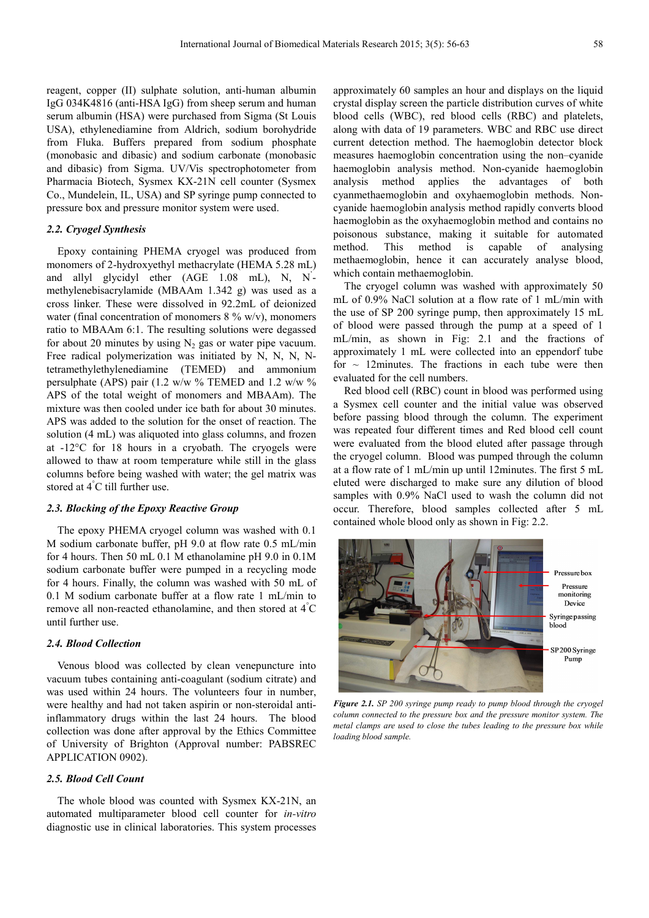reagent, copper (II) sulphate solution, anti-human albumin IgG 034K4816 (anti-HSA IgG) from sheep serum and human serum albumin (HSA) were purchased from Sigma (St Louis USA), ethylenediamine from Aldrich, sodium borohydride from Fluka. Buffers prepared from sodium phosphate (monobasic and dibasic) and sodium carbonate (monobasic and dibasic) from Sigma. UV/Vis spectrophotometer from Pharmacia Biotech, Sysmex KX-21N cell counter (Sysmex Co., Mundelein, IL, USA) and SP syringe pump connected to pressure box and pressure monitor system were used.

### *2.2. Cryogel Synthesis*

Epoxy containing PHEMA cryogel was produced from monomers of 2-hydroxyethyl methacrylate (HEMA 5.28 mL) and allyl glycidyl ether (AGE 1.08 mL), N, N'-methylenebisacrylamide (MBAAm 1.342 g) was used as a cross linker. These were dissolved in 92.2mL of deionized water (final concentration of monomers 8 % w/v), monomers ratio to MBAAm 6:1. The resulting solutions were degassed for about 20 minutes by using $N_2$ gas or water pipe vacuum. Free radical polymerization was initiated by N, N, N, N-tetramethylethylenediamine (TEMED) and ammonium persulphate (APS) pair (1.2 w/w % TEMED and 1.2 w/w % APS of the total weight of monomers and MBAAm). The mixture was then cooled under ice bath for about 30 minutes. APS was added to the solution for the onset of reaction. The solution (4 mL) was aliquoted into glass columns, and frozen at -12°C for 18 hours in a cryobath. The cryogels were allowed to thaw at room temperature while still in the glass columns before being washed with water; the gel matrix was stored at 4°C till further use.

### *2.3. Blocking of the Epoxy Reactive Group*

The epoxy PHEMA cryogel column was washed with 0.1 M sodium carbonate buffer, pH 9.0 at flow rate 0.5 mL/min for 4 hours. Then 50 mL 0.1 M ethanolamine pH 9.0 in 0.1M sodium carbonate buffer were pumped in a recycling mode for 4 hours. Finally, the column was washed with 50 mL of 0.1 M sodium carbonate buffer at a flow rate 1 mL/min to remove all non-reacted ethanolamine, and then stored at 4°C until further use.

### *2.4. Blood Collection*

Venous blood was collected by clean venepuncture into vacuum tubes containing anti-coagulant (sodium citrate) and was used within 24 hours. The volunteers four in number, were healthy and had not taken aspirin or non-steroidal anti-inflammatory drugs within the last 24 hours. The blood collection was done after approval by the Ethics Committee of University of Brighton (Approval number: PABSREC APPLICATION 0902).

### *2.5. Blood Cell Count*

The whole blood was counted with Sysmex KX-21N, an automated multiparameter blood cell counter for *in-vitro* diagnostic use in clinical laboratories. This system processes approximately 60 samples an hour and displays on the liquid crystal display screen the particle distribution curves of white blood cells (WBC), red blood cells (RBC) and platelets, along with data of 19 parameters. WBC and RBC use direct current detection method. The haemoglobin detector block measures haemoglobin concentration using the non–cyanide haemoglobin analysis method. Non-cyanide haemoglobin analysis method applies the advantages of both cyanmethaemoglobin and oxyhaemoglobin methods. Non-cyanide haemoglobin analysis method rapidly converts blood haemoglobin as the oxyhaemoglobin method and contains no poisonous substance, making it suitable for automated method. This method is capable of analysing methaemoglobin, hence it can accurately analyse blood, which contain methaemoglobin.

The cryogel column was washed with approximately 50 mL of 0.9% NaCl solution at a flow rate of 1 mL/min with the use of SP 200 syringe pump, then approximately 15 mL of blood were passed through the pump at a speed of 1 mL/min, as shown in Fig: 2.1 and the fractions of approximately 1 mL were collected into an eppendorf tube for ~ 12minutes. The fractions in each tube were then evaluated for the cell numbers.

Red blood cell (RBC) count in blood was performed using a Sysmex cell counter and the initial value was observed before passing blood through the column. The experiment was repeated four different times and Red blood cell count were evaluated from the blood eluted after passage through the cryogel column. Blood was pumped through the column at a flow rate of 1 mL/min up until 12minutes. The first 5 mL eluted were discharged to make sure any dilution of blood samples with 0.9% NaCl used to wash the column did not occur. Therefore, blood samples collected after 5 mL contained whole blood only as shown in Fig: 2.2.

Pressure box

Pressure monitoring Device

Syringe passing blood

SP 200 Syringe Pump

***Figure 2.1.*** *SP 200 syringe pump ready to pump blood through the cryogel column connected to the pressure box and the pressure monitor system. The metal clamps are used to close the tubes leading to the pressure box while loading blood sample.*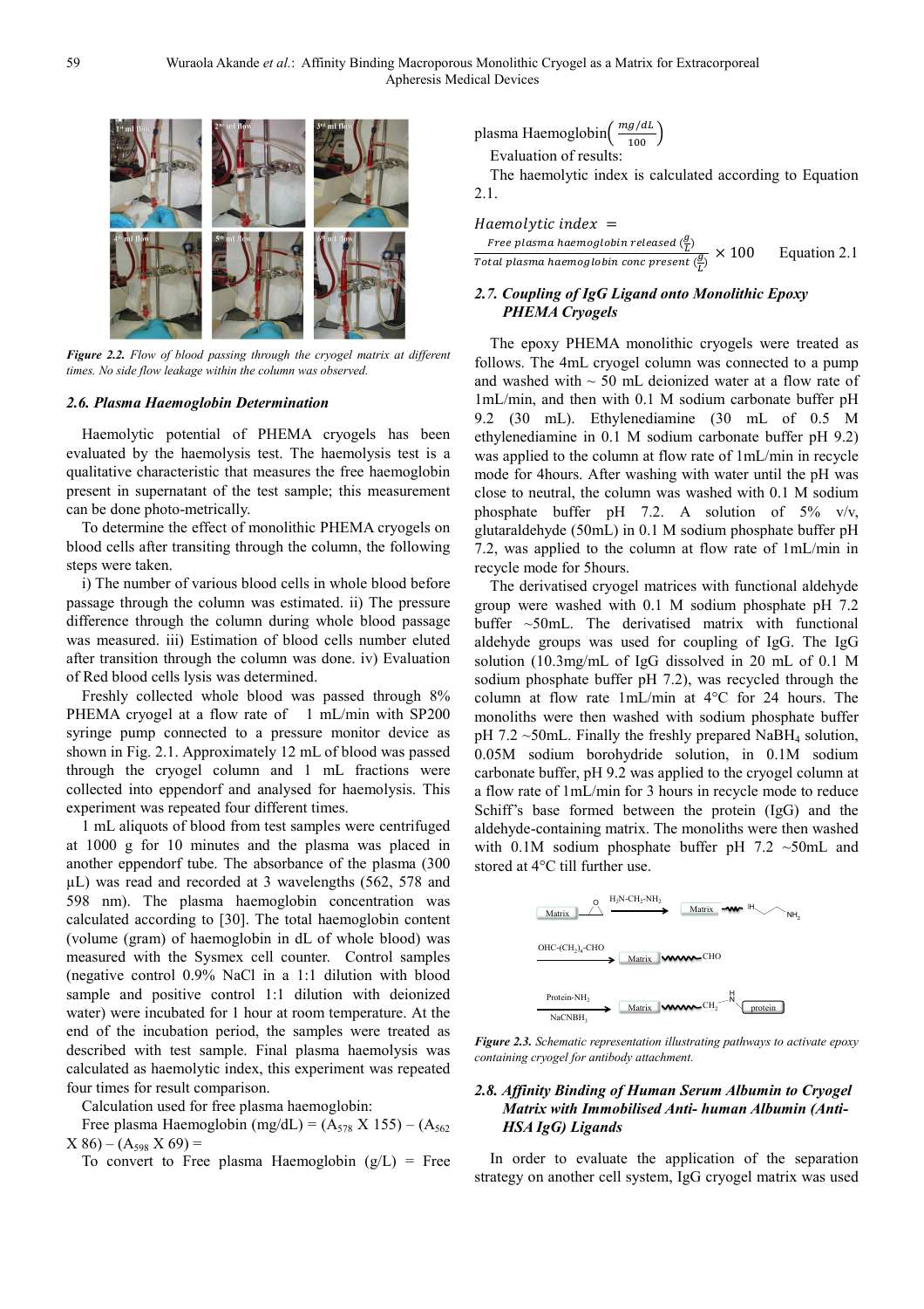*Figure 2.2. Flow of blood passing through the cryogel matrix at different times. No side flow leakage within the column was observed.*

### 2.6. Plasma Haemoglobin Determination

Haemolytic potential of PHEMA cryogels has been evaluated by the haemolysis test. The haemolysis test is a qualitative characteristic that measures the free haemoglobin present in supernatant of the test sample; this measurement can be done photo-metrically.

To determine the effect of monolithic PHEMA cryogels on blood cells after transiting through the column, the following steps were taken.

i) The number of various blood cells in whole blood before passage through the column was estimated. ii) The pressure difference through the column during whole blood passage was measured. iii) Estimation of blood cells number eluted after transition through the column was done. iv) Evaluation of Red blood cells lysis was determined.

Freshly collected whole blood was passed through 8% PHEMA cryogel at a flow rate of 1 mL/min with SP200 syringe pump connected to a pressure monitor device as shown in Fig. 2.1. Approximately 12 mL of blood was passed through the cryogel column and 1 mL fractions were collected into eppendorf and analysed for haemolysis. This experiment was repeated four different times.

1 mL aliquots of blood from test samples were centrifuged at 1000 g for 10 minutes and the plasma was placed in another eppendorf tube. The absorbance of the plasma (300 µL) was read and recorded at 3 wavelengths (562, 578 and 598 nm). The plasma haemoglobin concentration was calculated according to [30]. The total haemoglobin content (volume (gram) of haemoglobin in dL of whole blood) was measured with the Sysmex cell counter. Control samples (negative control 0.9% NaCl in a 1:1 dilution with blood sample and positive control 1:1 dilution with deionized water) were incubated for 1 hour at room temperature. At the end of the incubation period, the samples were treated as described with test sample. Final plasma haemolysis was calculated as haemolytic index, this experiment was repeated four times for result comparison.

Calculation used for free plasma haemoglobin:

Free plasma Haemoglobin (mg/dL) = $(A_{578} \times 155) - (A_{562} \times 86) - (A_{598} \times 69) =$

To convert to Free plasma Haemoglobin (g/L) = Free plasma Haemoglobin$\left(\frac{mg/dL}{100}\right)$

Evaluation of results:

The haemolytic index is calculated according to Equation 2.1.

$$\text{Haemolytic index} = \frac{\text{Free plasma haemoglobin released } (\frac{g}{L})}{\text{Total plasma haemoglobin conc present } (\frac{g}{L})} \times 100 \qquad \text{Equation 2.1}$$

### 2.7. Coupling of IgG Ligand onto Monolithic Epoxy PHEMA Cryogels

The epoxy PHEMA monolithic cryogels were treated as follows. The 4mL cryogel column was connected to a pump and washed with ~ 50 mL deionized water at a flow rate of 1mL/min, and then with 0.1 M sodium carbonate buffer pH 9.2 (30 mL). Ethylenediamine (30 mL of 0.5 M ethylenediamine in 0.1 M sodium carbonate buffer pH 9.2) was applied to the column at flow rate of 1mL/min in recycle mode for 4hours. After washing with water until the pH was close to neutral, the column was washed with 0.1 M sodium phosphate buffer pH 7.2. A solution of 5% v/v, glutaraldehyde (50mL) in 0.1 M sodium phosphate buffer pH 7.2, was applied to the column at flow rate of 1mL/min in recycle mode for 5hours.

The derivatised cryogel matrices with functional aldehyde group were washed with 0.1 M sodium phosphate pH 7.2 buffer ~50mL. The derivatised matrix with functional aldehyde groups was used for coupling of IgG. The IgG solution (10.3mg/mL of IgG dissolved in 20 mL of 0.1 M sodium phosphate buffer pH 7.2), was recycled through the column at flow rate 1mL/min at 4°C for 24 hours. The monoliths were then washed with sodium phosphate buffer pH 7.2 ~50mL. Finally the freshly prepared $NaBH_4$ solution, 0.05M sodium borohydride solution, in 0.1M sodium carbonate buffer, pH 9.2 was applied to the cryogel column at a flow rate of 1mL/min for 3 hours in recycle mode to reduce Schiff's base formed between the protein (IgG) and the aldehyde-containing matrix. The monoliths were then washed with 0.1M sodium phosphate buffer pH 7.2 ~50mL and stored at 4°C till further use.

*Figure 2.3. Schematic representation illustrating pathways to activate epoxy containing cryogel for antibody attachment.*

### 2.8. Affinity Binding of Human Serum Albumin to Cryogel Matrix with Immobilised Anti- human Albumin (Anti-HSA IgG) Ligands

In order to evaluate the application of the separation strategy on another cell system, IgG cryogel matrix was used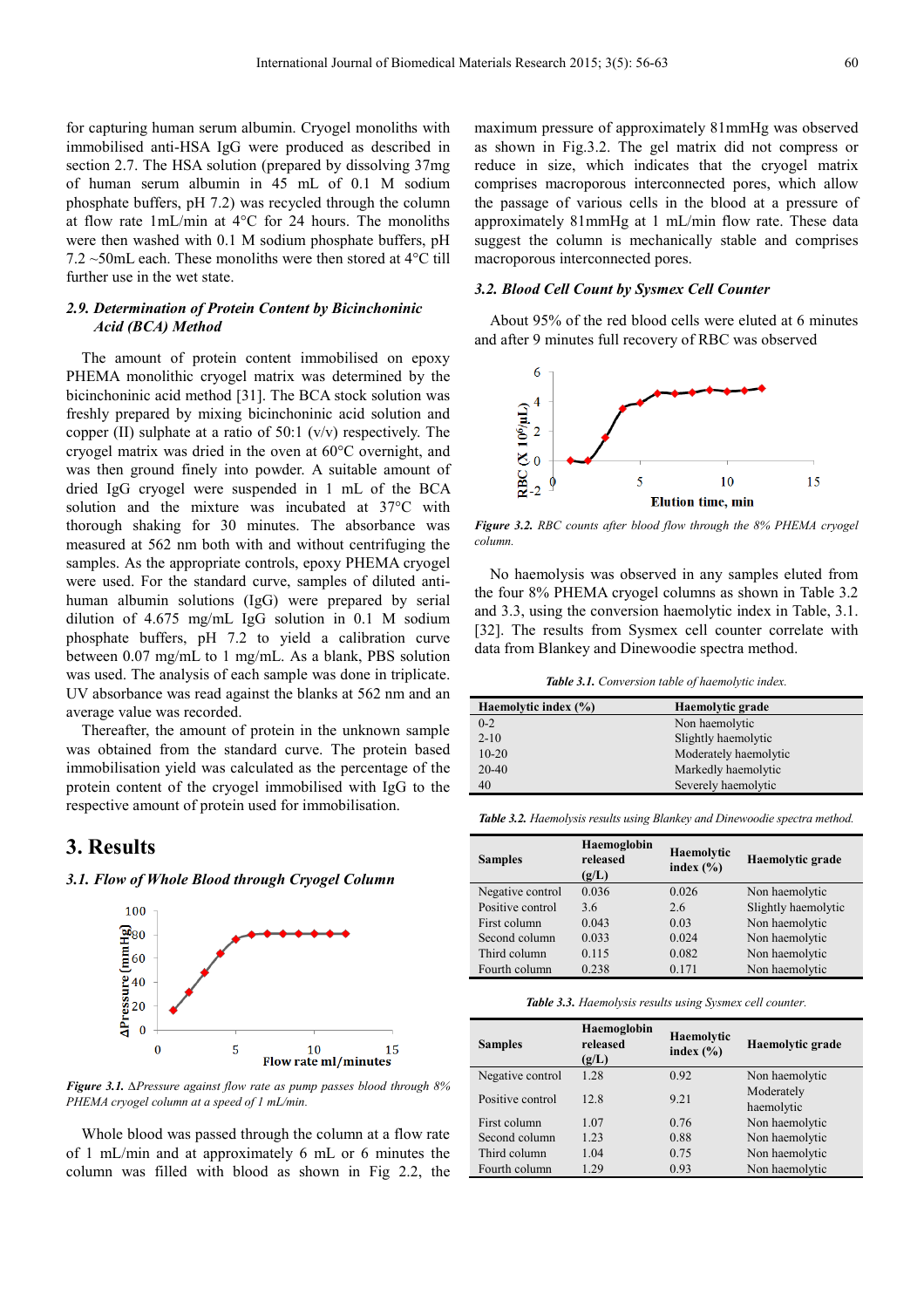for capturing human serum albumin. Cryogel monoliths with immobilised anti-HSA IgG were produced as described in section 2.7. The HSA solution (prepared by dissolving 37mg of human serum albumin in 45 mL of 0.1 M sodium phosphate buffers, pH 7.2) was recycled through the column at flow rate 1mL/min at 4°C for 24 hours. The monoliths were then washed with 0.1 M sodium phosphate buffers, pH 7.2 ~50mL each. These monoliths were then stored at 4°C till further use in the wet state.

### *2.9. Determination of Protein Content by Bicinchoninic Acid (BCA) Method*

The amount of protein content immobilised on epoxy PHEMA monolithic cryogel matrix was determined by the bicinchoninic acid method [31]. The BCA stock solution was freshly prepared by mixing bicinchoninic acid solution and copper (II) sulphate at a ratio of 50:1 (v/v) respectively. The cryogel matrix was dried in the oven at 60°C overnight, and was then ground finely into powder. A suitable amount of dried IgG cryogel were suspended in 1 mL of the BCA solution and the mixture was incubated at 37°C with thorough shaking for 30 minutes. The absorbance was measured at 562 nm both with and without centrifuging the samples. As the appropriate controls, epoxy PHEMA cryogel were used. For the standard curve, samples of diluted anti-human albumin solutions (IgG) were prepared by serial dilution of 4.675 mg/mL IgG solution in 0.1 M sodium phosphate buffers, pH 7.2 to yield a calibration curve between 0.07 mg/mL to 1 mg/mL. As a blank, PBS solution was used. The analysis of each sample was done in triplicate. UV absorbance was read against the blanks at 562 nm and an average value was recorded.

Thereafter, the amount of protein in the unknown sample was obtained from the standard curve. The protein based immobilisation yield was calculated as the percentage of the protein content of the cryogel immobilised with IgG to the respective amount of protein used for immobilisation.

## 3. Results

### *3.1. Flow of Whole Blood through Cryogel Column*

*Figure 3.1.* *ΔPressure against flow rate as pump passes blood through 8% PHEMA cryogel column at a speed of 1 mL/min.*

Whole blood was passed through the column at a flow rate of 1 mL/min and at approximately 6 mL or 6 minutes the column was filled with blood as shown in Fig 2.2, the maximum pressure of approximately 81mmHg was observed as shown in Fig.3.2. The gel matrix did not compress or reduce in size, which indicates that the cryogel matrix comprises macroporous interconnected pores, which allow the passage of various cells in the blood at a pressure of approximately 81mmHg at 1 mL/min flow rate. These data suggest the column is mechanically stable and comprises macroporous interconnected pores.

### *3.2. Blood Cell Count by Sysmex Cell Counter*

About 95% of the red blood cells were eluted at 6 minutes and after 9 minutes full recovery of RBC was observed

*Figure 3.2.* *RBC counts after blood flow through the 8% PHEMA cryogel column.*

No haemolysis was observed in any samples eluted from the four 8% PHEMA cryogel columns as shown in Table 3.2 and 3.3, using the conversion haemolytic index in Table, 3.1. [32]. The results from Sysmex cell counter correlate with data from Blankey and Dinewoodie spectra method.

***Table 3.1.*** *Conversion table of haemolytic index.*

| Haemolytic index (%) | Haemolytic grade |
|---|---|
| 0-2 | Non haemolytic |
| 2-10 | Slightly haemolytic |
| 10-20 | Moderately haemolytic |
| 20-40 | Markedly haemolytic |
| 40 | Severely haemolytic |

***Table 3.2.*** *Haemolysis results using Blankey and Dinewoodie spectra method.*

| Samples | Haemoglobin released (g/L) | Haemolytic index (%) | Haemolytic grade |
|---|---|---|---|
| Negative control | 0.036 | 0.026 | Non haemolytic |
| Positive control | 3.6 | 2.6 | Slightly haemolytic |
| First column | 0.043 | 0.03 | Non haemolytic |
| Second column | 0.033 | 0.024 | Non haemolytic |
| Third column | 0.115 | 0.082 | Non haemolytic |
| Fourth column | 0.238 | 0.171 | Non haemolytic |

***Table 3.3.*** *Haemolysis results using Sysmex cell counter.*

| Samples | Haemoglobin released (g/L) | Haemolytic index (%) | Haemolytic grade |
|---|---|---|---|
| Negative control | 1.28 | 0.92 | Non haemolytic |
| Positive control | 12.8 | 9.21 | Moderately haemolytic |
| First column | 1.07 | 0.76 | Non haemolytic |
| Second column | 1.23 | 0.88 | Non haemolytic |
| Third column | 1.04 | 0.75 | Non haemolytic |
| Fourth column | 1.29 | 0.93 | Non haemolytic |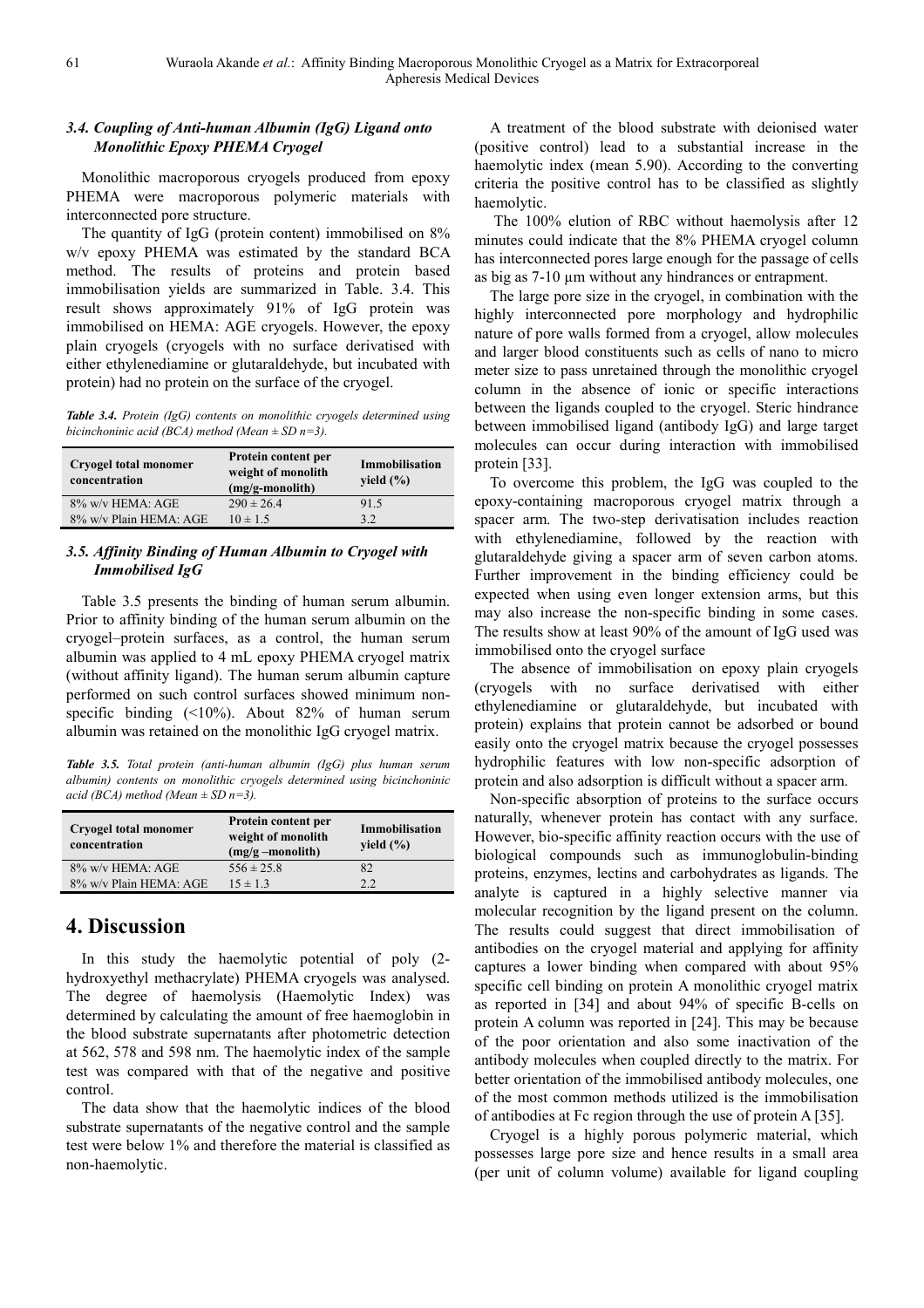### 3.4. Coupling of Anti-human Albumin (IgG) Ligand onto Monolithic Epoxy PHEMA Cryogel

Monolithic macroporous cryogels produced from epoxy PHEMA were macroporous polymeric materials with interconnected pore structure.

The quantity of IgG (protein content) immobilised on 8% w/v epoxy PHEMA was estimated by the standard BCA method. The results of proteins and protein based immobilisation yields are summarized in Table. 3.4. This result shows approximately 91% of IgG protein was immobilised on HEMA: AGE cryogels. However, the epoxy plain cryogels (cryogels with no surface derivatised with either ethylenediamine or glutaraldehyde, but incubated with protein) had no protein on the surface of the cryogel.

***Table 3.4.*** *Protein (IgG) contents on monolithic cryogels determined using bicinchoninic acid (BCA) method (Mean ± SD n=3).*

| Cryogel total monomer concentration | Protein content per weight of monolith (mg/g-monolith) | Immobilisation yield (%) |
|---|---|---|
| 8% w/v HEMA: AGE | 290 ± 26.4 | 91.5 |
| 8% w/v Plain HEMA: AGE | 10 ± 1.5 | 3.2 |

### 3.5. Affinity Binding of Human Albumin to Cryogel with Immobilised IgG

Table 3.5 presents the binding of human serum albumin. Prior to affinity binding of the human serum albumin on the cryogel–protein surfaces, as a control, the human serum albumin was applied to 4 mL epoxy PHEMA cryogel matrix (without affinity ligand). The human serum albumin capture performed on such control surfaces showed minimum non-specific binding (<10%). About 82% of human serum albumin was retained on the monolithic IgG cryogel matrix.

***Table 3.5.*** *Total protein (anti-human albumin (IgG) plus human serum albumin) contents on monolithic cryogels determined using bicinchoninic acid (BCA) method (Mean ± SD n=3).*

| Cryogel total monomer concentration | Protein content per weight of monolith (mg/g –monolith) | Immobilisation yield (%) |
|---|---|---|
| 8% w/v HEMA: AGE | 556 ± 25.8 | 82 |
| 8% w/v Plain HEMA: AGE | 15 ± 1.3 | 2.2 |

# 4. Discussion

In this study the haemolytic potential of poly (2-hydroxyethyl methacrylate) PHEMA cryogels was analysed. The degree of haemolysis (Haemolytic Index) was determined by calculating the amount of free haemoglobin in the blood substrate supernatants after photometric detection at 562, 578 and 598 nm. The haemolytic index of the sample test was compared with that of the negative and positive control.

The data show that the haemolytic indices of the blood substrate supernatants of the negative control and the sample test were below 1% and therefore the material is classified as non-haemolytic.

A treatment of the blood substrate with deionised water (positive control) lead to a substantial increase in the haemolytic index (mean 5.90). According to the converting criteria the positive control has to be classified as slightly haemolytic.

The 100% elution of RBC without haemolysis after 12 minutes could indicate that the 8% PHEMA cryogel column has interconnected pores large enough for the passage of cells as big as 7-10 µm without any hindrances or entrapment.

The large pore size in the cryogel, in combination with the highly interconnected pore morphology and hydrophilic nature of pore walls formed from a cryogel, allow molecules and larger blood constituents such as cells of nano to micro meter size to pass unretained through the monolithic cryogel column in the absence of ionic or specific interactions between the ligands coupled to the cryogel. Steric hindrance between immobilised ligand (antibody IgG) and large target molecules can occur during interaction with immobilised protein [33].

To overcome this problem, the IgG was coupled to the epoxy-containing macroporous cryogel matrix through a spacer arm. The two-step derivatisation includes reaction with ethylenediamine, followed by the reaction with glutaraldehyde giving a spacer arm of seven carbon atoms. Further improvement in the binding efficiency could be expected when using even longer extension arms, but this may also increase the non-specific binding in some cases. The results show at least 90% of the amount of IgG used was immobilised onto the cryogel surface

The absence of immobilisation on epoxy plain cryogels (cryogels with no surface derivatised with either ethylenediamine or glutaraldehyde, but incubated with protein) explains that protein cannot be adsorbed or bound easily onto the cryogel matrix because the cryogel possesses hydrophilic features with low non-specific adsorption of protein and also adsorption is difficult without a spacer arm.

Non-specific absorption of proteins to the surface occurs naturally, whenever protein has contact with any surface. However, bio-specific affinity reaction occurs with the use of biological compounds such as immunoglobulin-binding proteins, enzymes, lectins and carbohydrates as ligands. The analyte is captured in a highly selective manner via molecular recognition by the ligand present on the column. The results could suggest that direct immobilisation of antibodies on the cryogel material and applying for affinity captures a lower binding when compared with about 95% specific cell binding on protein A monolithic cryogel matrix as reported in [34] and about 94% of specific B-cells on protein A column was reported in [24]. This may be because of the poor orientation and also some inactivation of the antibody molecules when coupled directly to the matrix. For better orientation of the immobilised antibody molecules, one of the most common methods utilized is the immobilisation of antibodies at Fc region through the use of protein A [35].

Cryogel is a highly porous polymeric material, which possesses large pore size and hence results in a small area (per unit of column volume) available for ligand coupling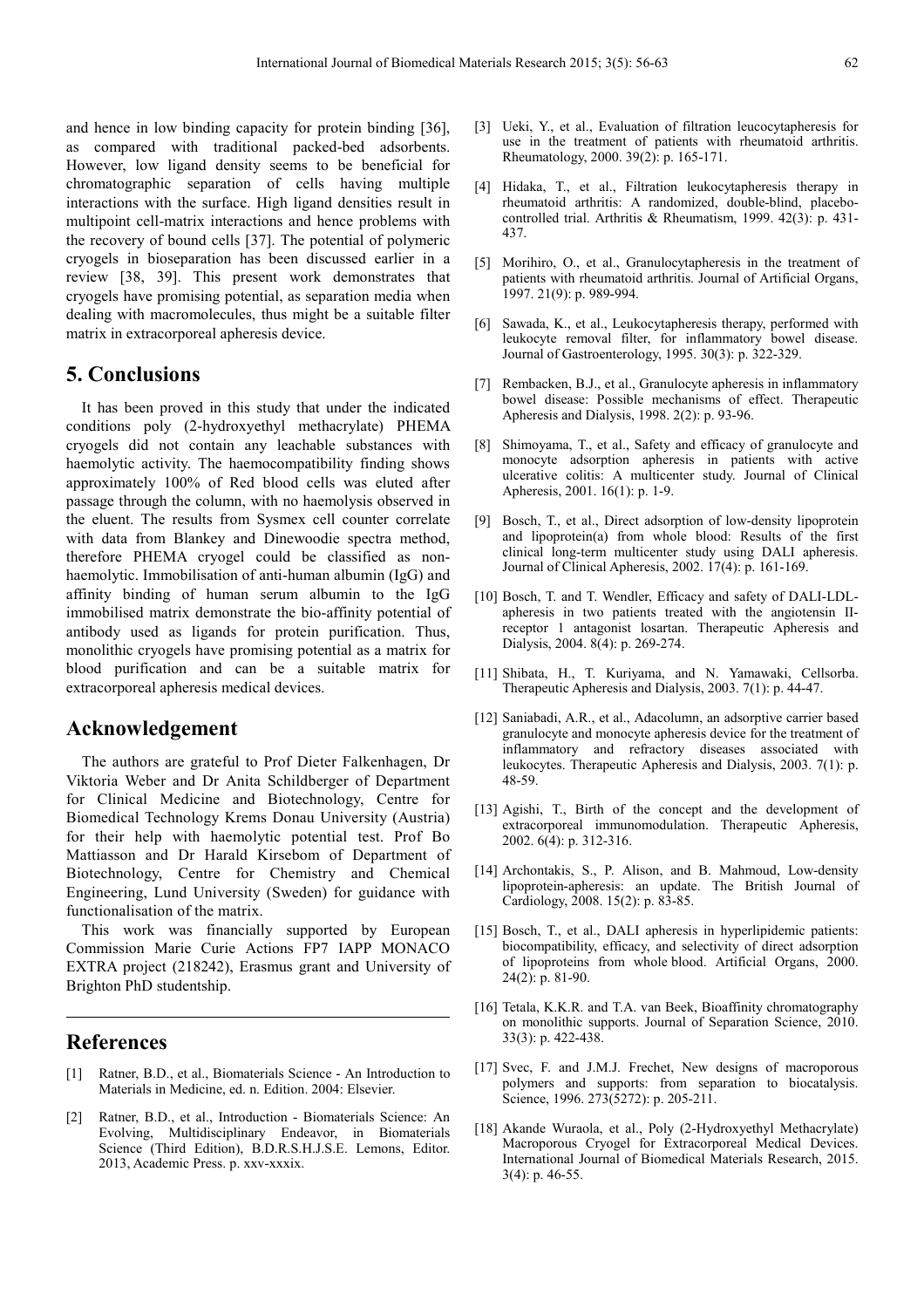and hence in low binding capacity for protein binding [36], as compared with traditional packed-bed adsorbents. However, low ligand density seems to be beneficial for chromatographic separation of cells having multiple interactions with the surface. High ligand densities result in multipoint cell-matrix interactions and hence problems with the recovery of bound cells [37]. The potential of polymeric cryogels in bioseparation has been discussed earlier in a review [38, 39]. This present work demonstrates that cryogels have promising potential, as separation media when dealing with macromolecules, thus might be a suitable filter matrix in extracorporeal apheresis device.

## 5. Conclusions

It has been proved in this study that under the indicated conditions poly (2-hydroxyethyl methacrylate) PHEMA cryogels did not contain any leachable substances with haemolytic activity. The haemocompatibility finding shows approximately 100% of Red blood cells was eluted after passage through the column, with no haemolysis observed in the eluent. The results from Sysmex cell counter correlate with data from Blankey and Dinewoodie spectra method, therefore PHEMA cryogel could be classified as non-haemolytic. Immobilisation of anti-human albumin (IgG) and affinity binding of human serum albumin to the IgG immobilised matrix demonstrate the bio-affinity potential of antibody used as ligands for protein purification. Thus, monolithic cryogels have promising potential as a matrix for blood purification and can be a suitable matrix for extracorporeal apheresis medical devices.

## Acknowledgement

The authors are grateful to Prof Dieter Falkenhagen, Dr Viktoria Weber and Dr Anita Schildberger of Department for Clinical Medicine and Biotechnology, Centre for Biomedical Technology Krems Donau University (Austria) for their help with haemolytic potential test. Prof Bo Mattiasson and Dr Harald Kirsebom of Department of Biotechnology, Centre for Chemistry and Chemical Engineering, Lund University (Sweden) for guidance with functionalisation of the matrix.

This work was financially supported by European Commission Marie Curie Actions FP7 IAPP MONACO EXTRA project (218242), Erasmus grant and University of Brighton PhD studentship.

## References

[1] Ratner, B.D., et al., Biomaterials Science - An Introduction to Materials in Medicine, ed. n. Edition. 2004: Elsevier.

[2] Ratner, B.D., et al., Introduction - Biomaterials Science: An Evolving, Multidisciplinary Endeavor, in Biomaterials Science (Third Edition), B.D.R.S.H.J.S.E. Lemons, Editor. 2013, Academic Press. p. xxv-xxxix.

[3] Ueki, Y., et al., Evaluation of filtration leucocytapheresis for use in the treatment of patients with rheumatoid arthritis. Rheumatology, 2000. 39(2): p. 165-171.

[4] Hidaka, T., et al., Filtration leukocytapheresis therapy in rheumatoid arthritis: A randomized, double-blind, placebo-controlled trial. Arthritis & Rheumatism, 1999. 42(3): p. 431-437.

[5] Morihiro, O., et al., Granulocytapheresis in the treatment of patients with rheumatoid arthritis. Journal of Artificial Organs, 1997. 21(9): p. 989-994.

[6] Sawada, K., et al., Leukocytapheresis therapy, performed with leukocyte removal filter, for inflammatory bowel disease. Journal of Gastroenterology, 1995. 30(3): p. 322-329.

[7] Rembacken, B.J., et al., Granulocyte apheresis in inflammatory bowel disease: Possible mechanisms of effect. Therapeutic Apheresis and Dialysis, 1998. 2(2): p. 93-96.

[8] Shimoyama, T., et al., Safety and efficacy of granulocyte and monocyte adsorption apheresis in patients with active ulcerative colitis: A multicenter study. Journal of Clinical Apheresis, 2001. 16(1): p. 1-9.

[9] Bosch, T., et al., Direct adsorption of low-density lipoprotein and lipoprotein(a) from whole blood: Results of the first clinical long-term multicenter study using DALI apheresis. Journal of Clinical Apheresis, 2002. 17(4): p. 161-169.

[10] Bosch, T. and T. Wendler, Efficacy and safety of DALI-LDL-apheresis in two patients treated with the angiotensin II-receptor 1 antagonist losartan. Therapeutic Apheresis and Dialysis, 2004. 8(4): p. 269-274.

[11] Shibata, H., T. Kuriyama, and N. Yamawaki, Cellsorba. Therapeutic Apheresis and Dialysis, 2003. 7(1): p. 44-47.

[12] Saniabadi, A.R., et al., Adacolumn, an adsorptive carrier based granulocyte and monocyte apheresis device for the treatment of inflammatory and refractory diseases associated with leukocytes. Therapeutic Apheresis and Dialysis, 2003. 7(1): p. 48-59.

[13] Agishi, T., Birth of the concept and the development of extracorporeal immunomodulation. Therapeutic Apheresis, 2002. 6(4): p. 312-316.

[14] Archontakis, S., P. Alison, and B. Mahmoud, Low-density lipoprotein-apheresis: an update. The British Journal of Cardiology, 2008. 15(2): p. 83-85.

[15] Bosch, T., et al., DALI apheresis in hyperlipidemic patients: biocompatibility, efficacy, and selectivity of direct adsorption of lipoproteins from whole blood. Artificial Organs, 2000. 24(2): p. 81-90.

[16] Tetala, K.K.R. and T.A. van Beek, Bioaffinity chromatography on monolithic supports. Journal of Separation Science, 2010. 33(3): p. 422-438.

[17] Svec, F. and J.M.J. Frechet, New designs of macroporous polymers and supports: from separation to biocatalysis. Science, 1996. 273(5272): p. 205-211.

[18] Akande Wuraola, et al., Poly (2-Hydroxyethyl Methacrylate) Macroporous Cryogel for Extracorporeal Medical Devices. International Journal of Biomedical Materials Research, 2015. 3(4): p. 46-55.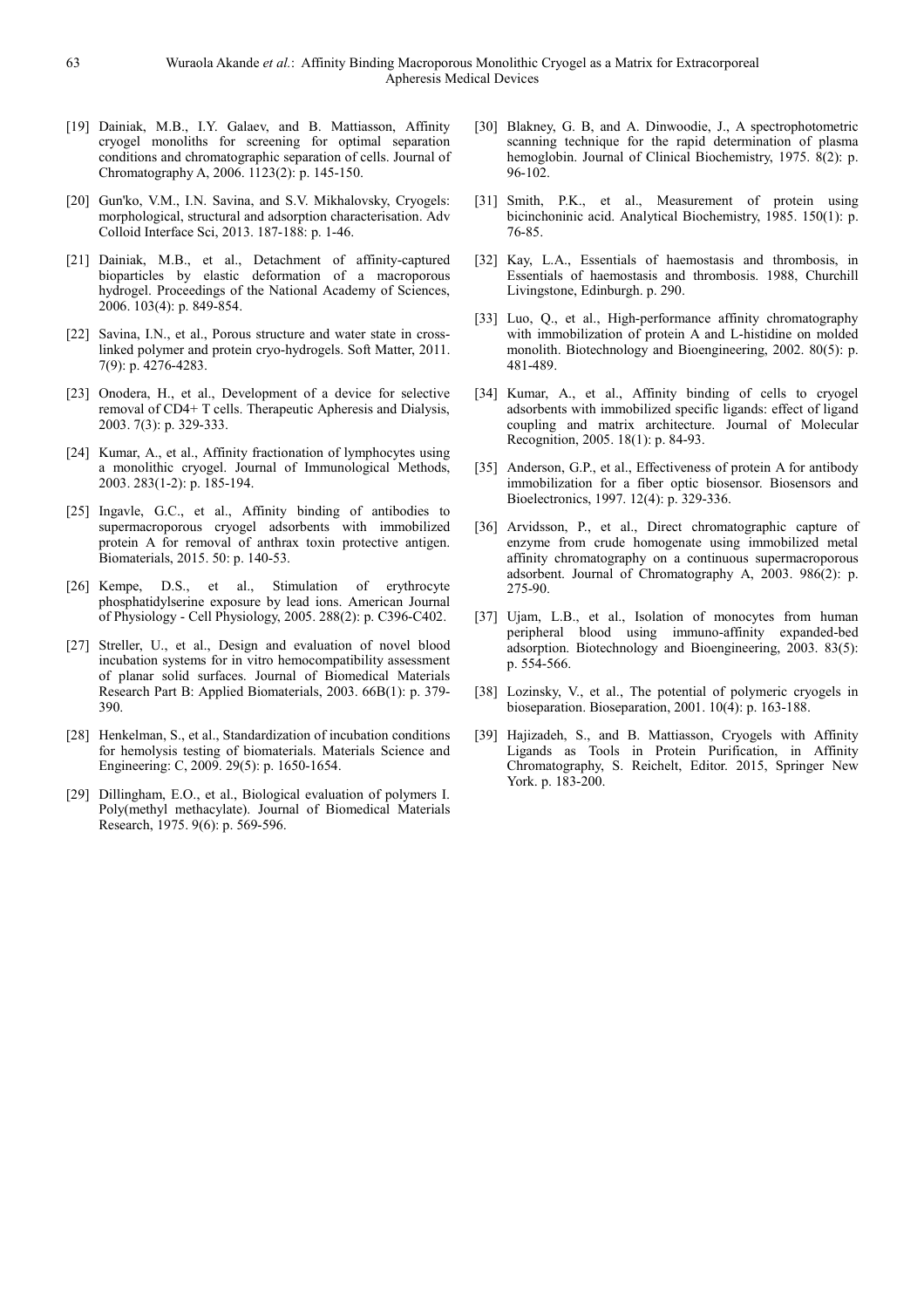[19] Dainiak, M.B., I.Y. Galaev, and B. Mattiasson, Affinity cryogel monoliths for screening for optimal separation conditions and chromatographic separation of cells. Journal of Chromatography A, 2006. 1123(2): p. 145-150.

[20] Gun'ko, V.M., I.N. Savina, and S.V. Mikhalovsky, Cryogels: morphological, structural and adsorption characterisation. Adv Colloid Interface Sci, 2013. 187-188: p. 1-46.

[21] Dainiak, M.B., et al., Detachment of affinity-captured bioparticles by elastic deformation of a macroporous hydrogel. Proceedings of the National Academy of Sciences, 2006. 103(4): p. 849-854.

[22] Savina, I.N., et al., Porous structure and water state in cross-linked polymer and protein cryo-hydrogels. Soft Matter, 2011. 7(9): p. 4276-4283.

[23] Onodera, H., et al., Development of a device for selective removal of CD4+ T cells. Therapeutic Apheresis and Dialysis, 2003. 7(3): p. 329-333.

[24] Kumar, A., et al., Affinity fractionation of lymphocytes using a monolithic cryogel. Journal of Immunological Methods, 2003. 283(1-2): p. 185-194.

[25] Ingavle, G.C., et al., Affinity binding of antibodies to supermacroporous cryogel adsorbents with immobilized protein A for removal of anthrax toxin protective antigen. Biomaterials, 2015. 50: p. 140-53.

[26] Kempe, D.S., et al., Stimulation of erythrocyte phosphatidylserine exposure by lead ions. American Journal of Physiology - Cell Physiology, 2005. 288(2): p. C396-C402.

[27] Streller, U., et al., Design and evaluation of novel blood incubation systems for in vitro hemocompatibility assessment of planar solid surfaces. Journal of Biomedical Materials Research Part B: Applied Biomaterials, 2003. 66B(1): p. 379-390.

[28] Henkelman, S., et al., Standardization of incubation conditions for hemolysis testing of biomaterials. Materials Science and Engineering: C, 2009. 29(5): p. 1650-1654.

[29] Dillingham, E.O., et al., Biological evaluation of polymers I. Poly(methyl methacylate). Journal of Biomedical Materials Research, 1975. 9(6): p. 569-596.

[30] Blakney, G. B, and A. Dinwoodie, J., A spectrophotometric scanning technique for the rapid determination of plasma hemoglobin. Journal of Clinical Biochemistry, 1975. 8(2): p. 96-102.

[31] Smith, P.K., et al., Measurement of protein using bicinchoninic acid. Analytical Biochemistry, 1985. 150(1): p. 76-85.

[32] Kay, L.A., Essentials of haemostasis and thrombosis, in Essentials of haemostasis and thrombosis. 1988, Churchill Livingstone, Edinburgh. p. 290.

[33] Luo, Q., et al., High-performance affinity chromatography with immobilization of protein A and L-histidine on molded monolith. Biotechnology and Bioengineering, 2002. 80(5): p. 481-489.

[34] Kumar, A., et al., Affinity binding of cells to cryogel adsorbents with immobilized specific ligands: effect of ligand coupling and matrix architecture. Journal of Molecular Recognition, 2005. 18(1): p. 84-93.

[35] Anderson, G.P., et al., Effectiveness of protein A for antibody immobilization for a fiber optic biosensor. Biosensors and Bioelectronics, 1997. 12(4): p. 329-336.

[36] Arvidsson, P., et al., Direct chromatographic capture of enzyme from crude homogenate using immobilized metal affinity chromatography on a continuous supermacroporous adsorbent. Journal of Chromatography A, 2003. 986(2): p. 275-90.

[37] Ujam, L.B., et al., Isolation of monocytes from human peripheral blood using immuno-affinity expanded-bed adsorption. Biotechnology and Bioengineering, 2003. 83(5): p. 554-566.

[38] Lozinsky, V., et al., The potential of polymeric cryogels in bioseparation. Bioseparation, 2001. 10(4): p. 163-188.

[39] Hajizadeh, S., and B. Mattiasson, Cryogels with Affinity Ligands as Tools in Protein Purification, in Affinity Chromatography, S. Reichelt, Editor. 2015, Springer New York. p. 183-200.